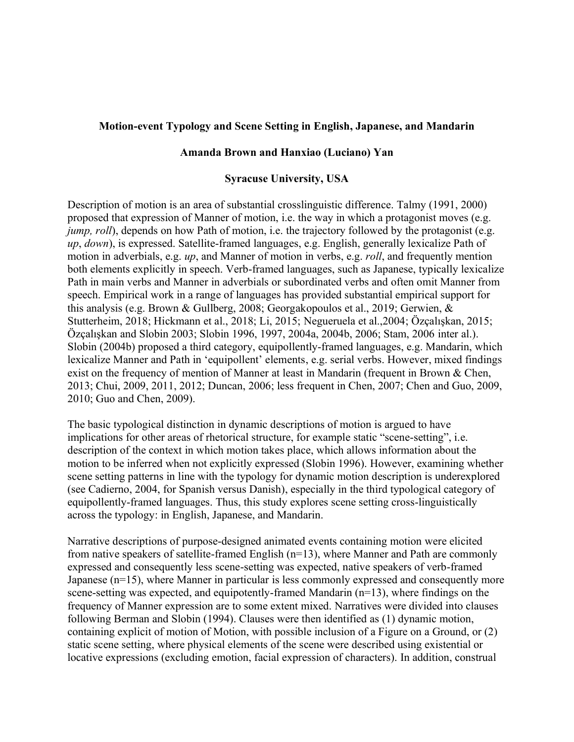**Motion-event Typology and Scene Setting in English, Japanese, and Mandarin**

**Amanda Brown and Hanxiao (Luciano) Yan**

**Syracuse University, USA**

Description of motion is an area of substantial crosslinguistic difference. Talmy (1991, 2000) proposed that expression of Manner of motion, i.e. the way in which a protagonist moves (e.g. *jump, roll*), depends on how Path of motion, i.e. the trajectory followed by the protagonist (e.g. *up*, *down*), is expressed. Satellite-framed languages, e.g. English, generally lexicalize Path of motion in adverbials, e.g. *up*, and Manner of motion in verbs, e.g. *roll*, and frequently mention both elements explicitly in speech. Verb-framed languages, such as Japanese, typically lexicalize Path in main verbs and Manner in adverbials or subordinated verbs and often omit Manner from speech. Empirical work in a range of languages has provided substantial empirical support for this analysis (e.g. Brown & Gullberg, 2008; Georgakopoulos et al., 2019; Gerwien, & Stutterheim, 2018; Hickmann et al., 2018; Li, 2015; Negueruela et al.,2004; Özçalışkan, 2015; Özçalışkan and Slobin 2003; Slobin 1996, 1997, 2004a, 2004b, 2006; Stam, 2006 inter al.). Slobin (2004b) proposed a third category, equipollently-framed languages, e.g. Mandarin, which lexicalize Manner and Path in 'equipollent' elements, e.g. serial verbs. However, mixed findings exist on the frequency of mention of Manner at least in Mandarin (frequent in Brown & Chen, 2013; Chui, 2009, 2011, 2012; Duncan, 2006; less frequent in Chen, 2007; Chen and Guo, 2009, 2010; Guo and Chen, 2009).

The basic typological distinction in dynamic descriptions of motion is argued to have implications for other areas of rhetorical structure, for example static "scene-setting", i.e. description of the context in which motion takes place, which allows information about the motion to be inferred when not explicitly expressed (Slobin 1996). However, examining whether scene setting patterns in line with the typology for dynamic motion description is underexplored (see Cadierno, 2004, for Spanish versus Danish), especially in the third typological category of equipollently-framed languages. Thus, this study explores scene setting cross-linguistically across the typology: in English, Japanese, and Mandarin.

Narrative descriptions of purpose-designed animated events containing motion were elicited from native speakers of satellite-framed English (n=13), where Manner and Path are commonly expressed and consequently less scene-setting was expected, native speakers of verb-framed Japanese (n=15), where Manner in particular is less commonly expressed and consequently more scene-setting was expected, and equipotently-framed Mandarin (n=13), where findings on the frequency of Manner expression are to some extent mixed. Narratives were divided into clauses following Berman and Slobin (1994). Clauses were then identified as (1) dynamic motion, containing explicit of motion of Motion, with possible inclusion of a Figure on a Ground, or (2) static scene setting, where physical elements of the scene were described using existential or locative expressions (excluding emotion, facial expression of characters). In addition, construal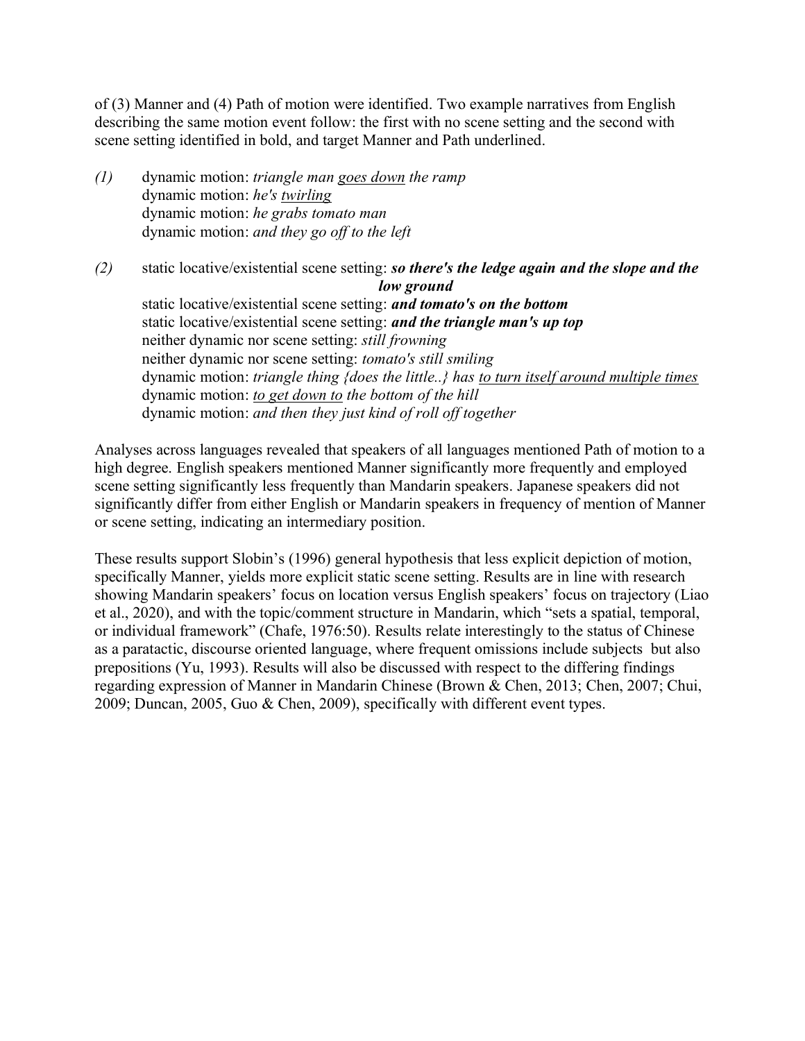of (3) Manner and (4) Path of motion were identified. Two example narratives from English describing the same motion event follow: the first with no scene setting and the second with scene setting identified in bold, and target Manner and Path underlined.

*(1)* dynamic motion: *triangle man <u>goes down</u> the ramp*
dynamic motion: *he's <u>twirling</u>*
dynamic motion: *he grabs tomato man*
dynamic motion: *and they go off to the left*

*(2)* static locative/existential scene setting: ***so there's the ledge again and the slope and the low ground***
static locative/existential scene setting: ***and tomato's on the bottom***
static locative/existential scene setting: ***and the triangle man's up top***
neither dynamic nor scene setting: *still frowning*
neither dynamic nor scene setting: *tomato's still smiling*
dynamic motion: *triangle thing {does the little..} has <u>to turn itself around multiple times</u>*
dynamic motion: *<u>to get down to</u> the bottom of the hill*
dynamic motion: *and then they just kind of roll off together*

Analyses across languages revealed that speakers of all languages mentioned Path of motion to a high degree. English speakers mentioned Manner significantly more frequently and employed scene setting significantly less frequently than Mandarin speakers. Japanese speakers did not significantly differ from either English or Mandarin speakers in frequency of mention of Manner or scene setting, indicating an intermediary position.

These results support Slobin's (1996) general hypothesis that less explicit depiction of motion, specifically Manner, yields more explicit static scene setting. Results are in line with research showing Mandarin speakers' focus on location versus English speakers' focus on trajectory (Liao et al., 2020), and with the topic/comment structure in Mandarin, which "sets a spatial, temporal, or individual framework" (Chafe, 1976:50). Results relate interestingly to the status of Chinese as a paratactic, discourse oriented language, where frequent omissions include subjects but also prepositions (Yu, 1993). Results will also be discussed with respect to the differing findings regarding expression of Manner in Mandarin Chinese (Brown & Chen, 2013; Chen, 2007; Chui, 2009; Duncan, 2005, Guo & Chen, 2009), specifically with different event types.